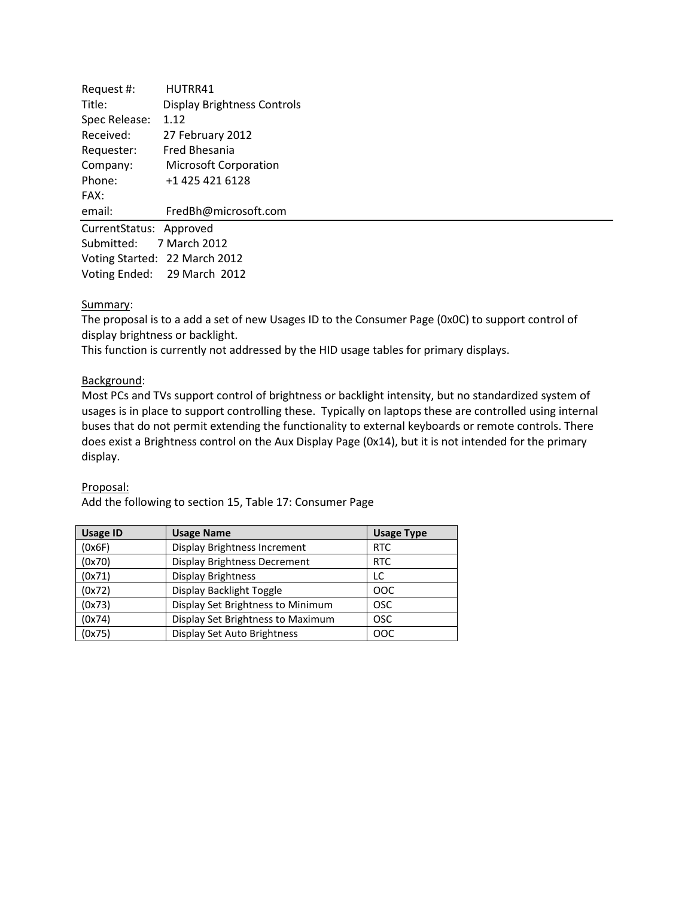Request #: HUTRR41
Title: Display Brightness Controls
Spec Release: 1.12
Received: 27 February 2012
Requester: Fred Bhesania
Company: Microsoft Corporation
Phone: +1 425 421 6128
FAX:
email: FredBh@microsoft.com

---

CurrentStatus: Approved
Submitted: 7 March 2012
Voting Started: 22 March 2012
Voting Ended: 29 March 2012

<u>Summary</u>:
The proposal is to a add a set of new Usages ID to the Consumer Page (0x0C) to support control of display brightness or backlight.
This function is currently not addressed by the HID usage tables for primary displays.

<u>Background</u>:
Most PCs and TVs support control of brightness or backlight intensity, but no standardized system of usages is in place to support controlling these. Typically on laptops these are controlled using internal buses that do not permit extending the functionality to external keyboards or remote controls. There does exist a Brightness control on the Aux Display Page (0x14), but it is not intended for the primary display.

<u>Proposal:</u>
Add the following to section 15, Table 17: Consumer Page

| Usage ID | Usage Name | Usage Type |
|---|---|---|
| (0x6F) | Display Brightness Increment | RTC |
| (0x70) | Display Brightness Decrement | RTC |
| (0x71) | Display Brightness | LC |
| (0x72) | Display Backlight Toggle | OOC |
| (0x73) | Display Set Brightness to Minimum | OSC |
| (0x74) | Display Set Brightness to Maximum | OSC |
| (0x75) | Display Set Auto Brightness | OOC |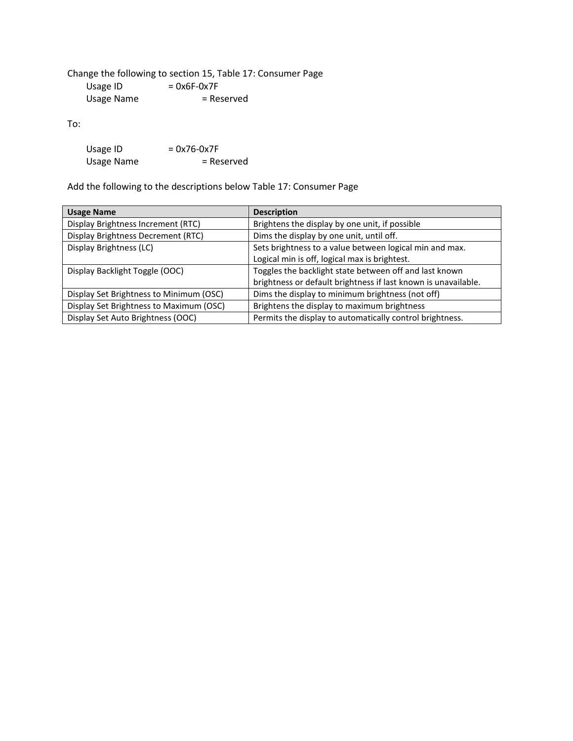Change the following to section 15, Table 17: Consumer Page

Usage ID = 0x6F-0x7F
Usage Name = Reserved

To:

Usage ID = 0x76-0x7F
Usage Name = Reserved

Add the following to the descriptions below Table 17: Consumer Page

| Usage Name | Description |
|---|---|
| Display Brightness Increment (RTC) | Brightens the display by one unit, if possible |
| Display Brightness Decrement (RTC) | Dims the display by one unit, until off. |
| Display Brightness (LC) | Sets brightness to a value between logical min and max. Logical min is off, logical max is brightest. |
| Display Backlight Toggle (OOC) | Toggles the backlight state between off and last known brightness or default brightness if last known is unavailable. |
| Display Set Brightness to Minimum (OSC) | Dims the display to minimum brightness (not off) |
| Display Set Brightness to Maximum (OSC) | Brightens the display to maximum brightness |
| Display Set Auto Brightness (OOC) | Permits the display to automatically control brightness. |